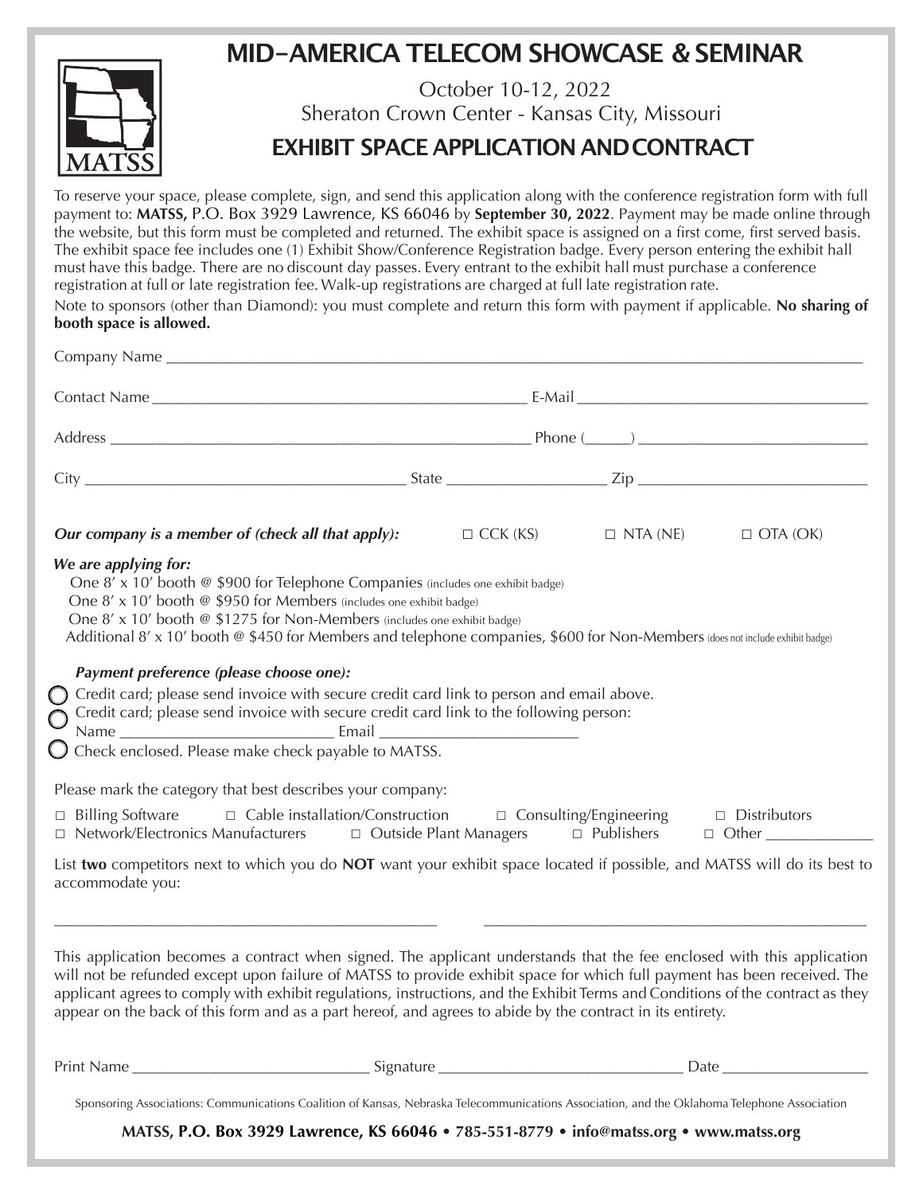# MID-AMERICA TELECOM SHOWCASE & SEMINAR

October 10-12, 2022
Sheraton Crown Center - Kansas City, Missouri

## EXHIBIT SPACE APPLICATION AND CONTRACT

To reserve your space, please complete, sign, and send this application along with the conference registration form with full payment to: **MATSS,** P.O. Box 3929 Lawrence, KS 66046 by **September 30, 2022**. Payment may be made online through the website, but this form must be completed and returned. The exhibit space is assigned on a first come, first served basis. The exhibit space fee includes one (1) Exhibit Show/Conference Registration badge. Every person entering the exhibit hall must have this badge. There are no discount day passes. Every entrant to the exhibit hall must purchase a conference registration at full or late registration fee. Walk-up registrations are charged at full late registration rate.

Note to sponsors (other than Diamond): you must complete and return this form with payment if applicable. **No sharing of booth space is allowed.**

Company Name ____________________________________________

Contact Name ______________________________ E-Mail ______________________________

Address ______________________________ Phone (______) ______________________________

City ____________________ State ____________________ Zip ____________________

***Our company is a member of (check all that apply):*** □ CCK (KS) □ NTA (NE) □ OTA (OK)

***We are applying for:***

One 8' x 10' booth @ $900 for Telephone Companies (includes one exhibit badge)
One 8' x 10' booth @ $950 for Members (includes one exhibit badge)
One 8' x 10' booth @ $1275 for Non-Members (includes one exhibit badge)
Additional 8' x 10' booth @ $450 for Members and telephone companies, $600 for Non-Members (does not include exhibit badge)

***Payment preference (please choose one):***

○ Credit card; please send invoice with secure credit card link to person and email above.
○ Credit card; please send invoice with secure credit card link to the following person:
Name ______________________ Email ______________________
○ Check enclosed. Please make check payable to MATSS.

Please mark the category that best describes your company:

□ Billing Software □ Cable installation/Construction □ Consulting/Engineering □ Distributors
□ Network/Electronics Manufacturers □ Outside Plant Managers □ Publishers □ Other ____________

List **two** competitors next to which you do **NOT** want your exhibit space located if possible, and MATSS will do its best to accommodate you:

______________________________ ______________________________

This application becomes a contract when signed. The applicant understands that the fee enclosed with this application will not be refunded except upon failure of MATSS to provide exhibit space for which full payment has been received. The applicant agrees to comply with exhibit regulations, instructions, and the Exhibit Terms and Conditions of the contract as they appear on the back of this form and as a part hereof, and agrees to abide by the contract in its entirety.

Print Name ______________________ Signature ______________________ Date ______________

Sponsoring Associations: Communications Coalition of Kansas, Nebraska Telecommunications Association, and the Oklahoma Telephone Association

**MATSS, P.O. Box 3929 Lawrence, KS 66046 • 785-551-8779 • info@matss.org • www.matss.org**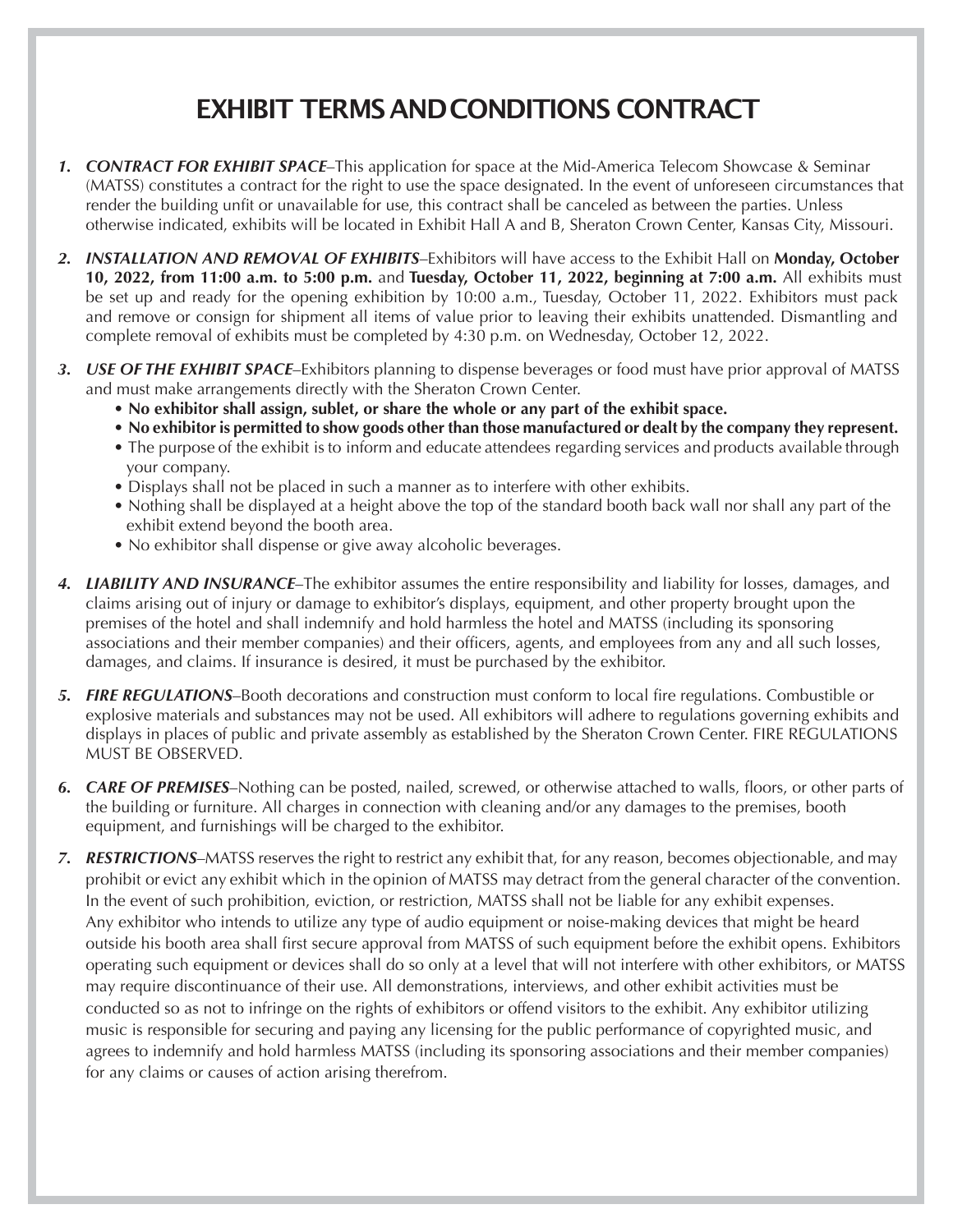# EXHIBIT TERMS AND CONDITIONS CONTRACT

1. ***CONTRACT FOR EXHIBIT SPACE***–This application for space at the Mid-America Telecom Showcase & Seminar (MATSS) constitutes a contract for the right to use the space designated. In the event of unforeseen circumstances that render the building unfit or unavailable for use, this contract shall be canceled as between the parties. Unless otherwise indicated, exhibits will be located in Exhibit Hall A and B, Sheraton Crown Center, Kansas City, Missouri.

2. ***INSTALLATION AND REMOVAL OF EXHIBITS***–Exhibitors will have access to the Exhibit Hall on **Monday, October 10, 2022, from 11:00 a.m. to 5:00 p.m.** and **Tuesday, October 11, 2022, beginning at 7:00 a.m.** All exhibits must be set up and ready for the opening exhibition by 10:00 a.m., Tuesday, October 11, 2022. Exhibitors must pack and remove or consign for shipment all items of value prior to leaving their exhibits unattended. Dismantling and complete removal of exhibits must be completed by 4:30 p.m. on Wednesday, October 12, 2022.

3. ***USE OF THE EXHIBIT SPACE***–Exhibitors planning to dispense beverages or food must have prior approval of MATSS and must make arrangements directly with the Sheraton Crown Center.
   - **No exhibitor shall assign, sublet, or share the whole or any part of the exhibit space.**
   - **No exhibitor is permitted to show goods other than those manufactured or dealt by the company they represent.**
   - The purpose of the exhibit is to inform and educate attendees regarding services and products available through your company.
   - Displays shall not be placed in such a manner as to interfere with other exhibits.
   - Nothing shall be displayed at a height above the top of the standard booth back wall nor shall any part of the exhibit extend beyond the booth area.
   - No exhibitor shall dispense or give away alcoholic beverages.

4. ***LIABILITY AND INSURANCE***–The exhibitor assumes the entire responsibility and liability for losses, damages, and claims arising out of injury or damage to exhibitor's displays, equipment, and other property brought upon the premises of the hotel and shall indemnify and hold harmless the hotel and MATSS (including its sponsoring associations and their member companies) and their officers, agents, and employees from any and all such losses, damages, and claims. If insurance is desired, it must be purchased by the exhibitor.

5. ***FIRE REGULATIONS***–Booth decorations and construction must conform to local fire regulations. Combustible or explosive materials and substances may not be used. All exhibitors will adhere to regulations governing exhibits and displays in places of public and private assembly as established by the Sheraton Crown Center. FIRE REGULATIONS MUST BE OBSERVED.

6. ***CARE OF PREMISES***–Nothing can be posted, nailed, screwed, or otherwise attached to walls, floors, or other parts of the building or furniture. All charges in connection with cleaning and/or any damages to the premises, booth equipment, and furnishings will be charged to the exhibitor.

7. ***RESTRICTIONS***–MATSS reserves the right to restrict any exhibit that, for any reason, becomes objectionable, and may prohibit or evict any exhibit which in the opinion of MATSS may detract from the general character of the convention. In the event of such prohibition, eviction, or restriction, MATSS shall not be liable for any exhibit expenses. Any exhibitor who intends to utilize any type of audio equipment or noise-making devices that might be heard outside his booth area shall first secure approval from MATSS of such equipment before the exhibit opens. Exhibitors operating such equipment or devices shall do so only at a level that will not interfere with other exhibitors, or MATSS may require discontinuance of their use. All demonstrations, interviews, and other exhibit activities must be conducted so as not to infringe on the rights of exhibitors or offend visitors to the exhibit. Any exhibitor utilizing music is responsible for securing and paying any licensing for the public performance of copyrighted music, and agrees to indemnify and hold harmless MATSS (including its sponsoring associations and their member companies) for any claims or causes of action arising therefrom.